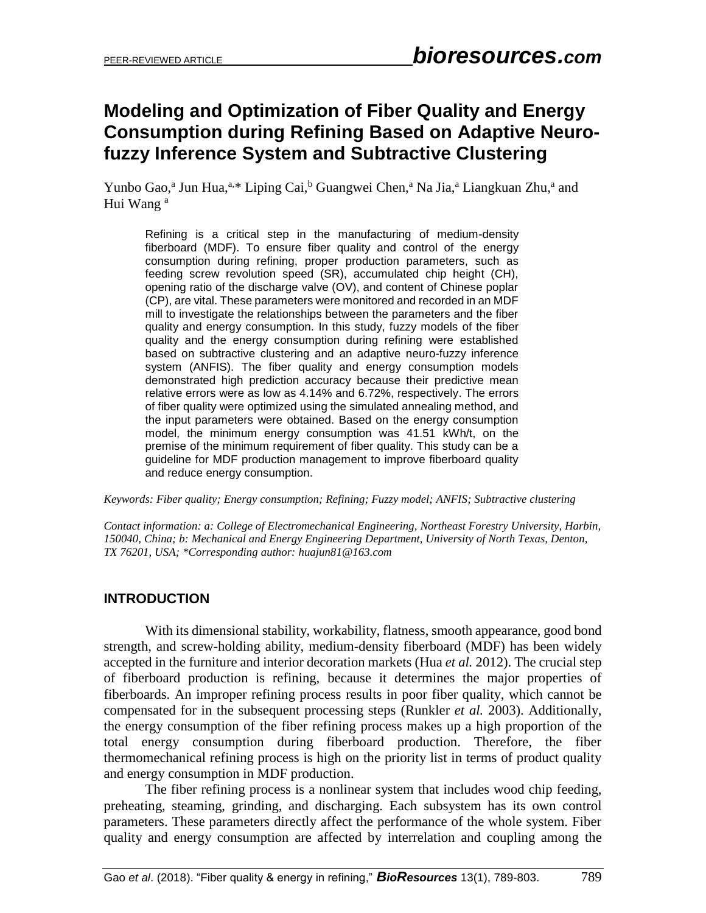# Modeling and Optimization of Fiber Quality and Energy Consumption during Refining Based on Adaptive Neuro-fuzzy Inference System and Subtractive Clustering

Yunbo Gao,[a] Jun Hua,[a,*] Liping Cai,[b] Guangwei Chen,[a] Na Jia,[a] Liangkuan Zhu,[a] and Hui Wang [a]

Refining is a critical step in the manufacturing of medium-density fiberboard (MDF). To ensure fiber quality and control of the energy consumption during refining, proper production parameters, such as feeding screw revolution speed (SR), accumulated chip height (CH), opening ratio of the discharge valve (OV), and content of Chinese poplar (CP), are vital. These parameters were monitored and recorded in an MDF mill to investigate the relationships between the parameters and the fiber quality and energy consumption. In this study, fuzzy models of the fiber quality and the energy consumption during refining were established based on subtractive clustering and an adaptive neuro-fuzzy inference system (ANFIS). The fiber quality and energy consumption models demonstrated high prediction accuracy because their predictive mean relative errors were as low as 4.14% and 6.72%, respectively. The errors of fiber quality were optimized using the simulated annealing method, and the input parameters were obtained. Based on the energy consumption model, the minimum energy consumption was 41.51 kWh/t, on the premise of the minimum requirement of fiber quality. This study can be a guideline for MDF production management to improve fiberboard quality and reduce energy consumption.

*Keywords: Fiber quality; Energy consumption; Refining; Fuzzy model; ANFIS; Subtractive clustering*

*Contact information: a: College of Electromechanical Engineering, Northeast Forestry University, Harbin, 150040, China; b: Mechanical and Energy Engineering Department, University of North Texas, Denton, TX 76201, USA; *Corresponding author: huajun81@163.com*

## INTRODUCTION

With its dimensional stability, workability, flatness, smooth appearance, good bond strength, and screw-holding ability, medium-density fiberboard (MDF) has been widely accepted in the furniture and interior decoration markets (Hua *et al.* 2012). The crucial step of fiberboard production is refining, because it determines the major properties of fiberboards. An improper refining process results in poor fiber quality, which cannot be compensated for in the subsequent processing steps (Runkler *et al.* 2003). Additionally, the energy consumption of the fiber refining process makes up a high proportion of the total energy consumption during fiberboard production. Therefore, the fiber thermomechanical refining process is high on the priority list in terms of product quality and energy consumption in MDF production.

The fiber refining process is a nonlinear system that includes wood chip feeding, preheating, steaming, grinding, and discharging. Each subsystem has its own control parameters. These parameters directly affect the performance of the whole system. Fiber quality and energy consumption are affected by interrelation and coupling among the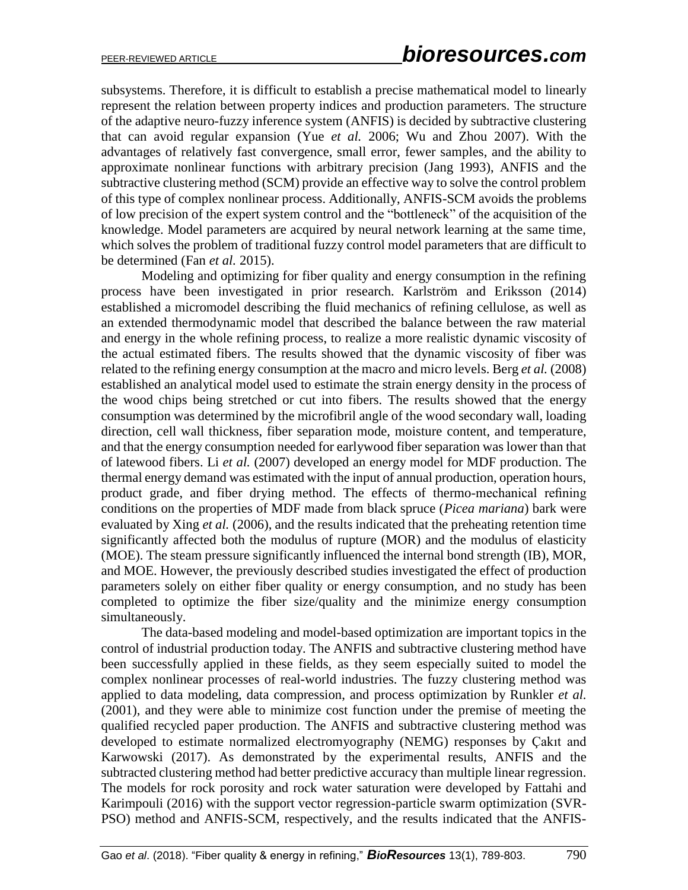subsystems. Therefore, it is difficult to establish a precise mathematical model to linearly represent the relation between property indices and production parameters. The structure of the adaptive neuro-fuzzy inference system (ANFIS) is decided by subtractive clustering that can avoid regular expansion (Yue *et al.* 2006; Wu and Zhou 2007). With the advantages of relatively fast convergence, small error, fewer samples, and the ability to approximate nonlinear functions with arbitrary precision (Jang 1993), ANFIS and the subtractive clustering method (SCM) provide an effective way to solve the control problem of this type of complex nonlinear process. Additionally, ANFIS-SCM avoids the problems of low precision of the expert system control and the “bottleneck” of the acquisition of the knowledge. Model parameters are acquired by neural network learning at the same time, which solves the problem of traditional fuzzy control model parameters that are difficult to be determined (Fan *et al.* 2015).

Modeling and optimizing for fiber quality and energy consumption in the refining process have been investigated in prior research. Karlström and Eriksson (2014) established a micromodel describing the fluid mechanics of refining cellulose, as well as an extended thermodynamic model that described the balance between the raw material and energy in the whole refining process, to realize a more realistic dynamic viscosity of the actual estimated fibers. The results showed that the dynamic viscosity of fiber was related to the refining energy consumption at the macro and micro levels. Berg *et al.* (2008) established an analytical model used to estimate the strain energy density in the process of the wood chips being stretched or cut into fibers. The results showed that the energy consumption was determined by the microfibril angle of the wood secondary wall, loading direction, cell wall thickness, fiber separation mode, moisture content, and temperature, and that the energy consumption needed for earlywood fiber separation was lower than that of latewood fibers. Li *et al.* (2007) developed an energy model for MDF production. The thermal energy demand was estimated with the input of annual production, operation hours, product grade, and fiber drying method. The effects of thermo-mechanical refining conditions on the properties of MDF made from black spruce (*Picea mariana*) bark were evaluated by Xing *et al.* (2006), and the results indicated that the preheating retention time significantly affected both the modulus of rupture (MOR) and the modulus of elasticity (MOE). The steam pressure significantly influenced the internal bond strength (IB), MOR, and MOE. However, the previously described studies investigated the effect of production parameters solely on either fiber quality or energy consumption, and no study has been completed to optimize the fiber size/quality and the minimize energy consumption simultaneously.

The data-based modeling and model-based optimization are important topics in the control of industrial production today. The ANFIS and subtractive clustering method have been successfully applied in these fields, as they seem especially suited to model the complex nonlinear processes of real-world industries. The fuzzy clustering method was applied to data modeling, data compression, and process optimization by Runkler *et al.* (2001), and they were able to minimize cost function under the premise of meeting the qualified recycled paper production. The ANFIS and subtractive clustering method was developed to estimate normalized electromyography (NEMG) responses by Çakıt and Karwowski (2017). As demonstrated by the experimental results, ANFIS and the subtracted clustering method had better predictive accuracy than multiple linear regression. The models for rock porosity and rock water saturation were developed by Fattahi and Karimpouli (2016) with the support vector regression-particle swarm optimization (SVR-PSO) method and ANFIS-SCM, respectively, and the results indicated that the ANFIS-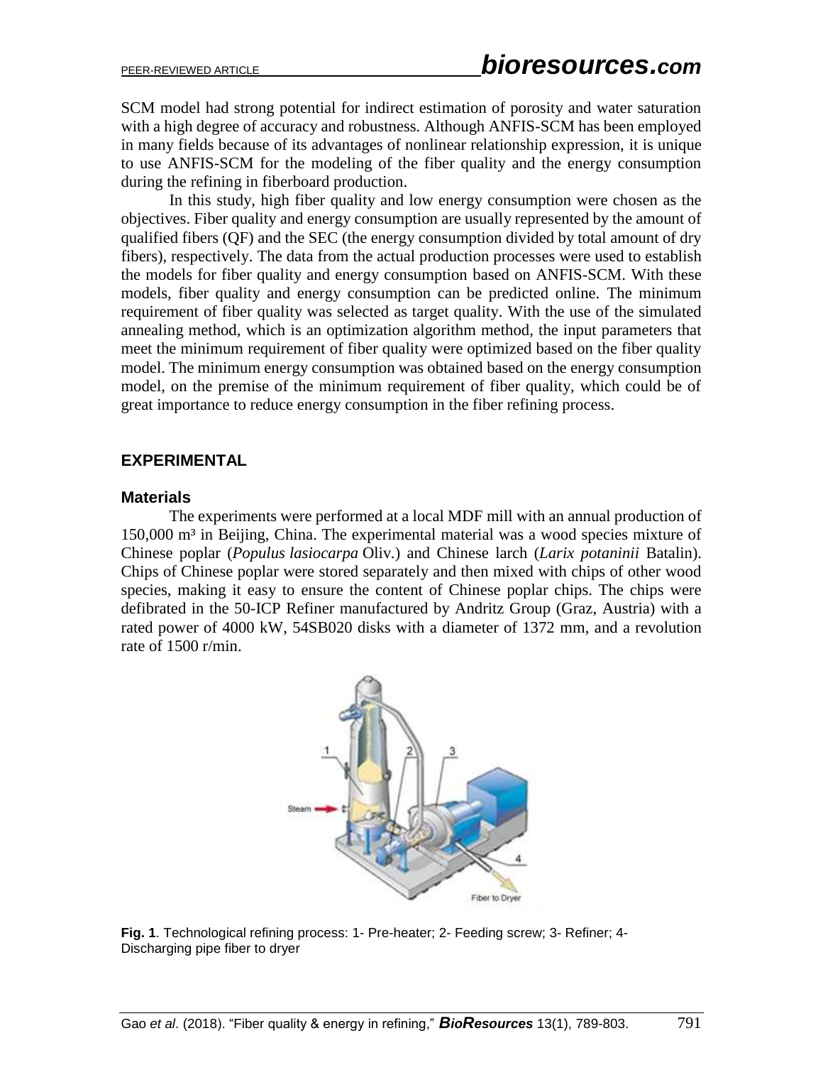SCM model had strong potential for indirect estimation of porosity and water saturation with a high degree of accuracy and robustness. Although ANFIS-SCM has been employed in many fields because of its advantages of nonlinear relationship expression, it is unique to use ANFIS-SCM for the modeling of the fiber quality and the energy consumption during the refining in fiberboard production.

In this study, high fiber quality and low energy consumption were chosen as the objectives. Fiber quality and energy consumption are usually represented by the amount of qualified fibers (QF) and the SEC (the energy consumption divided by total amount of dry fibers), respectively. The data from the actual production processes were used to establish the models for fiber quality and energy consumption based on ANFIS-SCM. With these models, fiber quality and energy consumption can be predicted online. The minimum requirement of fiber quality was selected as target quality. With the use of the simulated annealing method, which is an optimization algorithm method, the input parameters that meet the minimum requirement of fiber quality were optimized based on the fiber quality model. The minimum energy consumption was obtained based on the energy consumption model, on the premise of the minimum requirement of fiber quality, which could be of great importance to reduce energy consumption in the fiber refining process.

## EXPERIMENTAL

### Materials

The experiments were performed at a local MDF mill with an annual production of 150,000 m³ in Beijing, China. The experimental material was a wood species mixture of Chinese poplar (*Populus lasiocarpa* Oliv.) and Chinese larch (*Larix potaninii* Batalin). Chips of Chinese poplar were stored separately and then mixed with chips of other wood species, making it easy to ensure the content of Chinese poplar chips. The chips were defibrated in the 50-ICP Refiner manufactured by Andritz Group (Graz, Austria) with a rated power of 4000 kW, 54SB020 disks with a diameter of 1372 mm, and a revolution rate of 1500 r/min.

**Fig. 1**. Technological refining process: 1- Pre-heater; 2- Feeding screw; 3- Refiner; 4- Discharging pipe fiber to dryer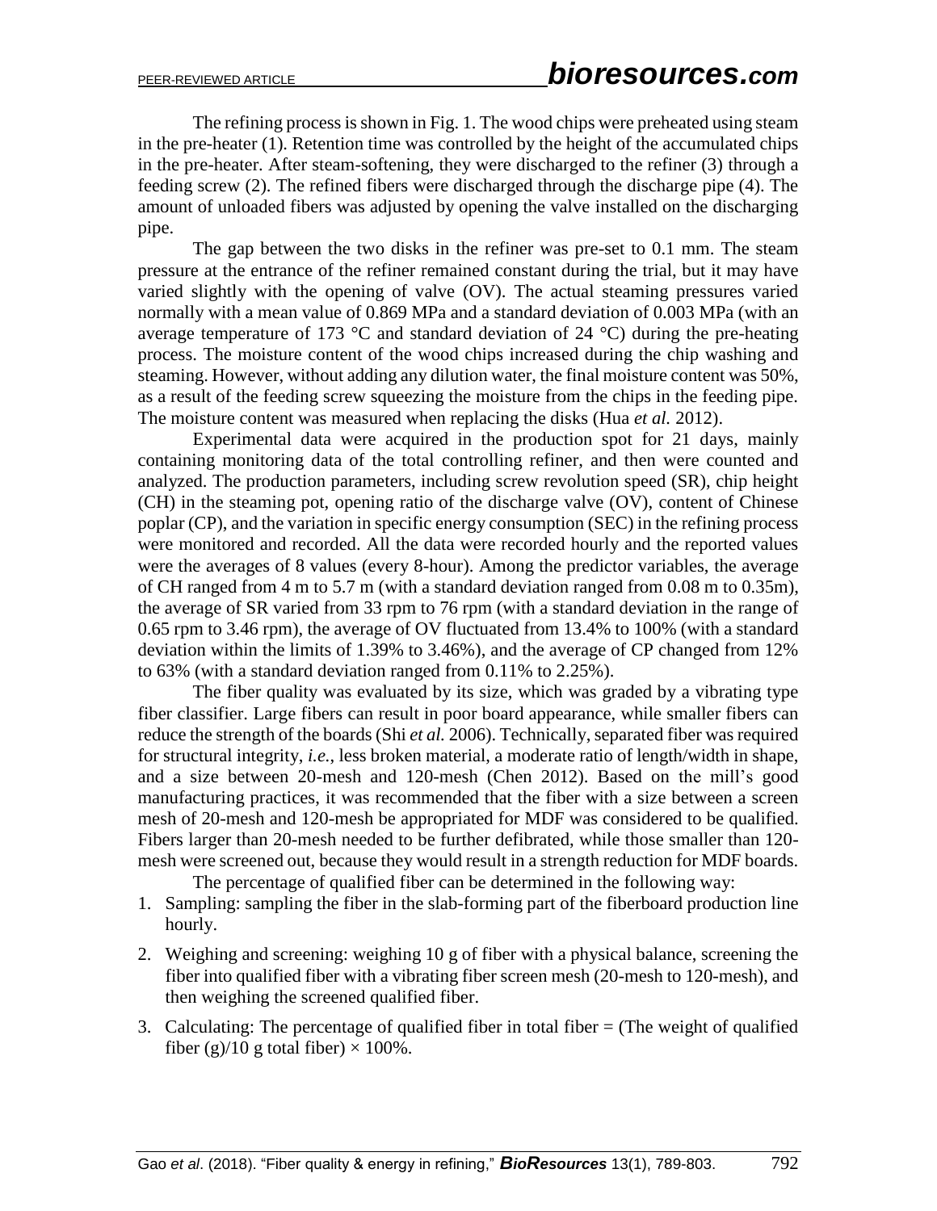The refining process is shown in Fig. 1. The wood chips were preheated using steam in the pre-heater (1). Retention time was controlled by the height of the accumulated chips in the pre-heater. After steam-softening, they were discharged to the refiner (3) through a feeding screw (2). The refined fibers were discharged through the discharge pipe (4). The amount of unloaded fibers was adjusted by opening the valve installed on the discharging pipe.

The gap between the two disks in the refiner was pre-set to 0.1 mm. The steam pressure at the entrance of the refiner remained constant during the trial, but it may have varied slightly with the opening of valve (OV). The actual steaming pressures varied normally with a mean value of 0.869 MPa and a standard deviation of 0.003 MPa (with an average temperature of 173 °C and standard deviation of 24 °C) during the pre-heating process. The moisture content of the wood chips increased during the chip washing and steaming. However, without adding any dilution water, the final moisture content was 50%, as a result of the feeding screw squeezing the moisture from the chips in the feeding pipe. The moisture content was measured when replacing the disks (Hua *et al.* 2012).

Experimental data were acquired in the production spot for 21 days, mainly containing monitoring data of the total controlling refiner, and then were counted and analyzed. The production parameters, including screw revolution speed (SR), chip height (CH) in the steaming pot, opening ratio of the discharge valve (OV), content of Chinese poplar (CP), and the variation in specific energy consumption (SEC) in the refining process were monitored and recorded. All the data were recorded hourly and the reported values were the averages of 8 values (every 8-hour). Among the predictor variables, the average of CH ranged from 4 m to 5.7 m (with a standard deviation ranged from 0.08 m to 0.35m), the average of SR varied from 33 rpm to 76 rpm (with a standard deviation in the range of 0.65 rpm to 3.46 rpm), the average of OV fluctuated from 13.4% to 100% (with a standard deviation within the limits of 1.39% to 3.46%), and the average of CP changed from 12% to 63% (with a standard deviation ranged from 0.11% to 2.25%).

The fiber quality was evaluated by its size, which was graded by a vibrating type fiber classifier. Large fibers can result in poor board appearance, while smaller fibers can reduce the strength of the boards (Shi *et al.* 2006). Technically, separated fiber was required for structural integrity, *i.e.*, less broken material, a moderate ratio of length/width in shape, and a size between 20-mesh and 120-mesh (Chen 2012). Based on the mill's good manufacturing practices, it was recommended that the fiber with a size between a screen mesh of 20-mesh and 120-mesh be appropriated for MDF was considered to be qualified. Fibers larger than 20-mesh needed to be further defibrated, while those smaller than 120-mesh were screened out, because they would result in a strength reduction for MDF boards.

The percentage of qualified fiber can be determined in the following way:

1. Sampling: sampling the fiber in the slab-forming part of the fiberboard production line hourly.
2. Weighing and screening: weighing 10 g of fiber with a physical balance, screening the fiber into qualified fiber with a vibrating fiber screen mesh (20-mesh to 120-mesh), and then weighing the screened qualified fiber.
3. Calculating: The percentage of qualified fiber in total fiber = (The weight of qualified fiber (g)/10 g total fiber) × 100%.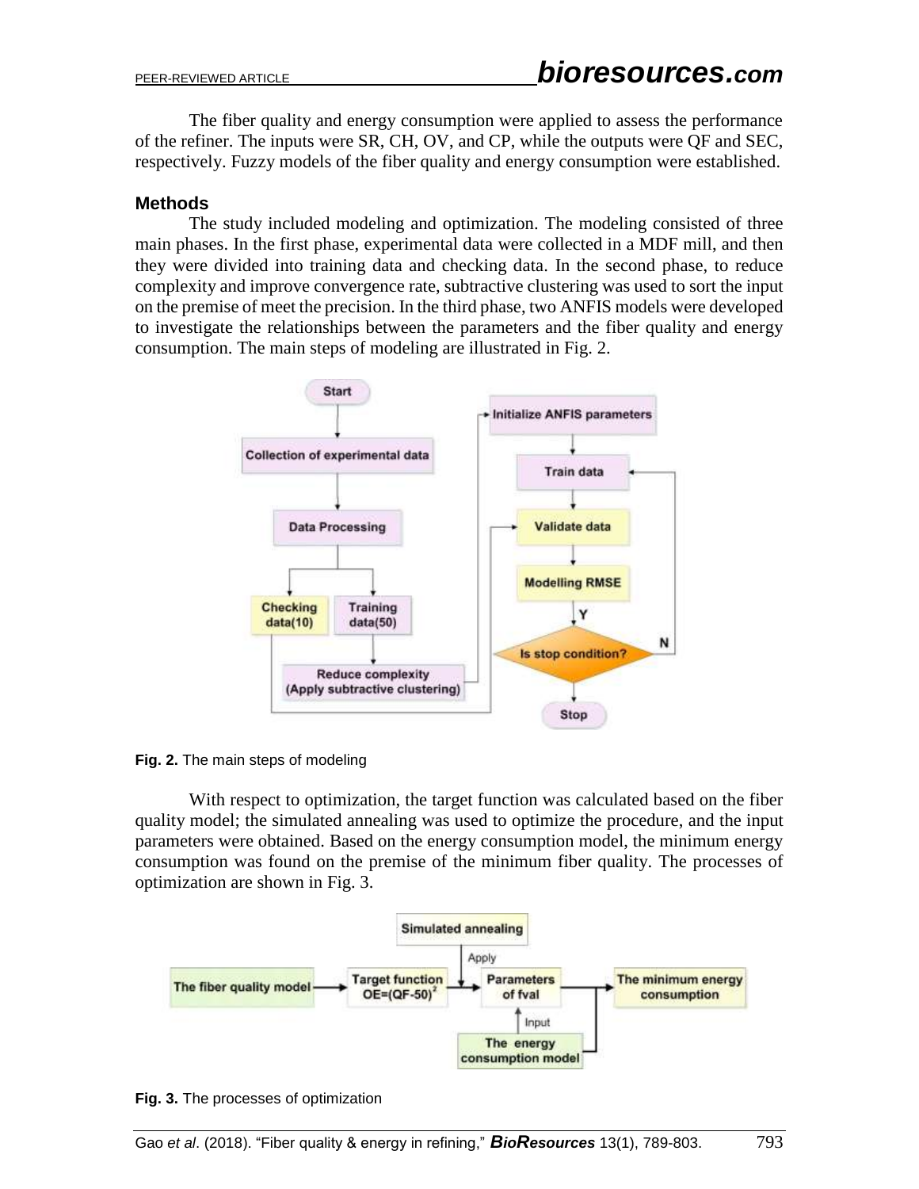The fiber quality and energy consumption were applied to assess the performance of the refiner. The inputs were SR, CH, OV, and CP, while the outputs were QF and SEC, respectively. Fuzzy models of the fiber quality and energy consumption were established.

### Methods

The study included modeling and optimization. The modeling consisted of three main phases. In the first phase, experimental data were collected in a MDF mill, and then they were divided into training data and checking data. In the second phase, to reduce complexity and improve convergence rate, subtractive clustering was used to sort the input on the premise of meet the precision. In the third phase, two ANFIS models were developed to investigate the relationships between the parameters and the fiber quality and energy consumption. The main steps of modeling are illustrated in Fig. 2.

**Fig. 2.** The main steps of modeling

With respect to optimization, the target function was calculated based on the fiber quality model; the simulated annealing was used to optimize the procedure, and the input parameters were obtained. Based on the energy consumption model, the minimum energy consumption was found on the premise of the minimum fiber quality. The processes of optimization are shown in Fig. 3.

**Fig. 3.** The processes of optimization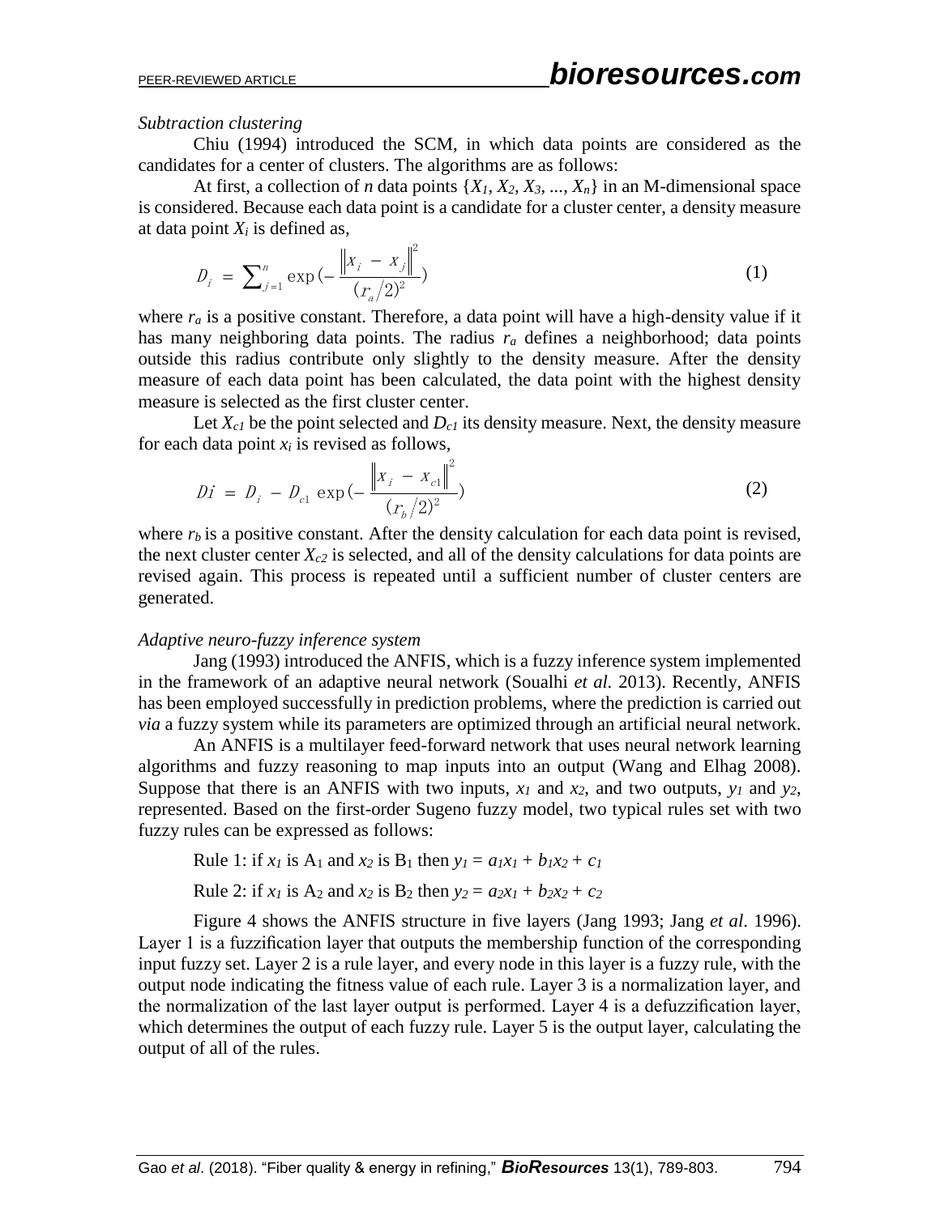*Subtraction clustering*

Chiu (1994) introduced the SCM, in which data points are considered as the candidates for a center of clusters. The algorithms are as follows:

At first, a collection of *n* data points $\{X_1, X_2, X_3, ..., X_n\}$ in an M-dimensional space is considered. Because each data point is a candidate for a cluster center, a density measure at data point $X_i$ is defined as,

$$D_i = \sum_{j=1}^{n} \exp\left(-\frac{\left\|x_i - x_j\right\|^2}{(r_a/2)^2}\right) \tag{1}$$

where $r_a$ is a positive constant. Therefore, a data point will have a high-density value if it has many neighboring data points. The radius $r_a$ defines a neighborhood; data points outside this radius contribute only slightly to the density measure. After the density measure of each data point has been calculated, the data point with the highest density measure is selected as the first cluster center.

Let $X_{c1}$ be the point selected and $D_{c1}$ its density measure. Next, the density measure for each data point $x_i$ is revised as follows,

$$D_i' = D_i - D_{c1} \exp\left(-\frac{\left\|x_i - x_{c1}\right\|^2}{(r_b/2)^2}\right) \tag{2}$$

where $r_b$ is a positive constant. After the density calculation for each data point is revised, the next cluster center $X_{c2}$ is selected, and all of the density calculations for data points are revised again. This process is repeated until a sufficient number of cluster centers are generated.

*Adaptive neuro-fuzzy inference system*

Jang (1993) introduced the ANFIS, which is a fuzzy inference system implemented in the framework of an adaptive neural network (Soualhi *et al.* 2013). Recently, ANFIS has been employed successfully in prediction problems, where the prediction is carried out *via* a fuzzy system while its parameters are optimized through an artificial neural network.

An ANFIS is a multilayer feed-forward network that uses neural network learning algorithms and fuzzy reasoning to map inputs into an output (Wang and Elhag 2008). Suppose that there is an ANFIS with two inputs, $x_1$ and $x_2$, and two outputs, $y_1$ and $y_2$, represented. Based on the first-order Sugeno fuzzy model, two typical rules set with two fuzzy rules can be expressed as follows:

Rule 1: if $x_1$ is $A_1$ and $x_2$ is $B_1$ then $y_1 = a_1x_1 + b_1x_2 + c_1$

Rule 2: if $x_1$ is $A_2$ and $x_2$ is $B_2$ then $y_2 = a_2x_1 + b_2x_2 + c_2$

Figure 4 shows the ANFIS structure in five layers (Jang 1993; Jang *et al*. 1996). Layer 1 is a fuzzification layer that outputs the membership function of the corresponding input fuzzy set. Layer 2 is a rule layer, and every node in this layer is a fuzzy rule, with the output node indicating the fitness value of each rule. Layer 3 is a normalization layer, and the normalization of the last layer output is performed. Layer 4 is a defuzzification layer, which determines the output of each fuzzy rule. Layer 5 is the output layer, calculating the output of all of the rules.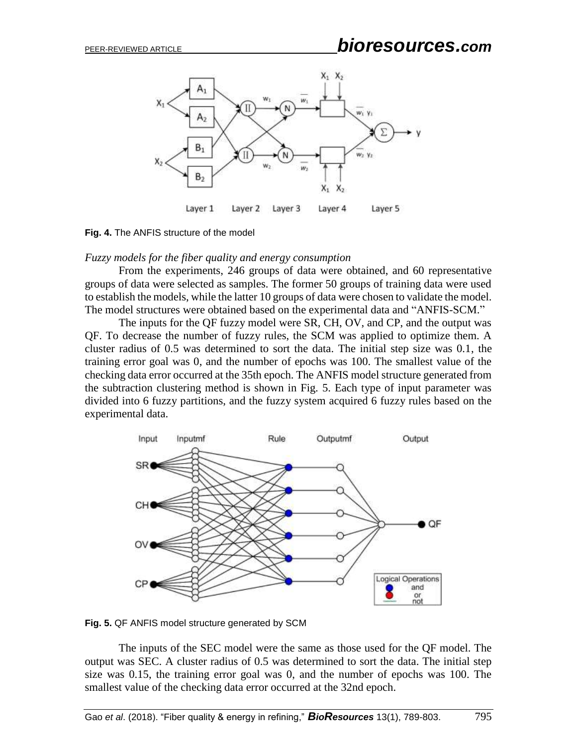**Fig. 4.** The ANFIS structure of the model

*Fuzzy models for the fiber quality and energy consumption*

From the experiments, 246 groups of data were obtained, and 60 representative groups of data were selected as samples. The former 50 groups of training data were used to establish the models, while the latter 10 groups of data were chosen to validate the model. The model structures were obtained based on the experimental data and "ANFIS-SCM."

The inputs for the QF fuzzy model were SR, CH, OV, and CP, and the output was QF. To decrease the number of fuzzy rules, the SCM was applied to optimize them. A cluster radius of 0.5 was determined to sort the data. The initial step size was 0.1, the training error goal was 0, and the number of epochs was 100. The smallest value of the checking data error occurred at the 35th epoch. The ANFIS model structure generated from the subtraction clustering method is shown in Fig. 5. Each type of input parameter was divided into 6 fuzzy partitions, and the fuzzy system acquired 6 fuzzy rules based on the experimental data.

**Fig. 5.** QF ANFIS model structure generated by SCM

The inputs of the SEC model were the same as those used for the QF model. The output was SEC. A cluster radius of 0.5 was determined to sort the data. The initial step size was 0.15, the training error goal was 0, and the number of epochs was 100. The smallest value of the checking data error occurred at the 32nd epoch.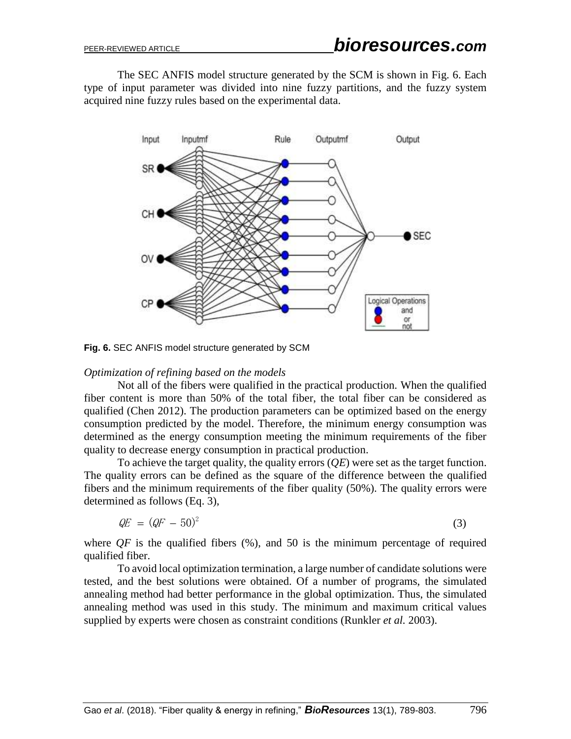The SEC ANFIS model structure generated by the SCM is shown in Fig. 6. Each type of input parameter was divided into nine fuzzy partitions, and the fuzzy system acquired nine fuzzy rules based on the experimental data.

**Fig. 6.** SEC ANFIS model structure generated by SCM

*Optimization of refining based on the models*

Not all of the fibers were qualified in the practical production. When the qualified fiber content is more than 50% of the total fiber, the total fiber can be considered as qualified (Chen 2012). The production parameters can be optimized based on the energy consumption predicted by the model. Therefore, the minimum energy consumption was determined as the energy consumption meeting the minimum requirements of the fiber quality to decrease energy consumption in practical production.

To achieve the target quality, the quality errors (*QE*) were set as the target function. The quality errors can be defined as the square of the difference between the qualified fibers and the minimum requirements of the fiber quality (50%). The quality errors were determined as follows (Eq. 3),

$$QE = (QF - 50)^2 \tag{3}$$

where *QF* is the qualified fibers (%), and 50 is the minimum percentage of required qualified fiber.

To avoid local optimization termination, a large number of candidate solutions were tested, and the best solutions were obtained. Of a number of programs, the simulated annealing method had better performance in the global optimization. Thus, the simulated annealing method was used in this study. The minimum and maximum critical values supplied by experts were chosen as constraint conditions (Runkler *et al.* 2003).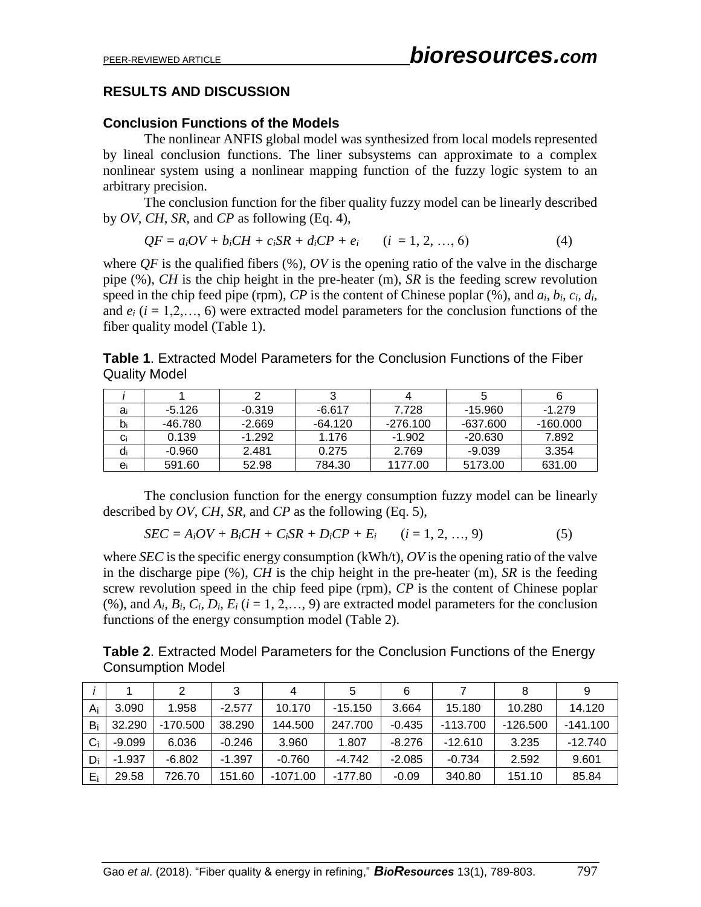## RESULTS AND DISCUSSION

### Conclusion Functions of the Models

The nonlinear ANFIS global model was synthesized from local models represented by lineal conclusion functions. The liner subsystems can approximate to a complex nonlinear system using a nonlinear mapping function of the fuzzy logic system to an arbitrary precision.

The conclusion function for the fiber quality fuzzy model can be linearly described by *OV*, *CH*, *SR*, and *CP* as following (Eq. 4),

$$QF = a_i OV + b_i CH + c_i SR + d_i CP + e_i \qquad (i = 1, 2, \ldots, 6) \tag{4}$$

where *QF* is the qualified fibers (%), *OV* is the opening ratio of the valve in the discharge pipe (%), *CH* is the chip height in the pre-heater (m), *SR* is the feeding screw revolution speed in the chip feed pipe (rpm), *CP* is the content of Chinese poplar (%), and $a_i$, $b_i$, $c_i$, $d_i$, and $e_i$ ($i$ = 1,2,…, 6) were extracted model parameters for the conclusion functions of the fiber quality model (Table 1).

**Table 1**. Extracted Model Parameters for the Conclusion Functions of the Fiber Quality Model

| $i$ | 1 | 2 | 3 | 4 | 5 | 6 |
|---|---|---|---|---|---|---|
| $a_i$ | -5.126 | -0.319 | -6.617 | 7.728 | -15.960 | -1.279 |
| $b_i$ | -46.780 | -2.669 | -64.120 | -276.100 | -637.600 | -160.000 |
| $c_i$ | 0.139 | -1.292 | 1.176 | -1.902 | -20.630 | 7.892 |
| $d_i$ | -0.960 | 2.481 | 0.275 | 2.769 | -9.039 | 3.354 |
| $e_i$ | 591.60 | 52.98 | 784.30 | 1177.00 | 5173.00 | 631.00 |

The conclusion function for the energy consumption fuzzy model can be linearly described by *OV*, *CH*, *SR*, and *CP* as the following (Eq. 5),

$$SEC = A_i OV + B_i CH + C_i SR + D_i CP + E_i \qquad (i = 1, 2, \ldots, 9) \tag{5}$$

where *SEC* is the specific energy consumption (kWh/t), *OV* is the opening ratio of the valve in the discharge pipe (%), *CH* is the chip height in the pre-heater (m), *SR* is the feeding screw revolution speed in the chip feed pipe (rpm), *CP* is the content of Chinese poplar (%), and $A_i$, $B_i$, $C_i$, $D_i$, $E_i$ ($i$ = 1, 2,…, 9) are extracted model parameters for the conclusion functions of the energy consumption model (Table 2).

**Table 2**. Extracted Model Parameters for the Conclusion Functions of the Energy Consumption Model

| $i$ | 1 | 2 | 3 | 4 | 5 | 6 | 7 | 8 | 9 |
|---|---|---|---|---|---|---|---|---|---|
| $A_i$ | 3.090 | 1.958 | -2.577 | 10.170 | -15.150 | 3.664 | 15.180 | 10.280 | 14.120 |
| $B_i$ | 32.290 | -170.500 | 38.290 | 144.500 | 247.700 | -0.435 | -113.700 | -126.500 | -141.100 |
| $C_i$ | -9.099 | 6.036 | -0.246 | 3.960 | 1.807 | -8.276 | -12.610 | 3.235 | -12.740 |
| $D_i$ | -1.937 | -6.802 | -1.397 | -0.760 | -4.742 | -2.085 | -0.734 | 2.592 | 9.601 |
| $E_i$ | 29.58 | 726.70 | 151.60 | -1071.00 | -177.80 | -0.09 | 340.80 | 151.10 | 85.84 |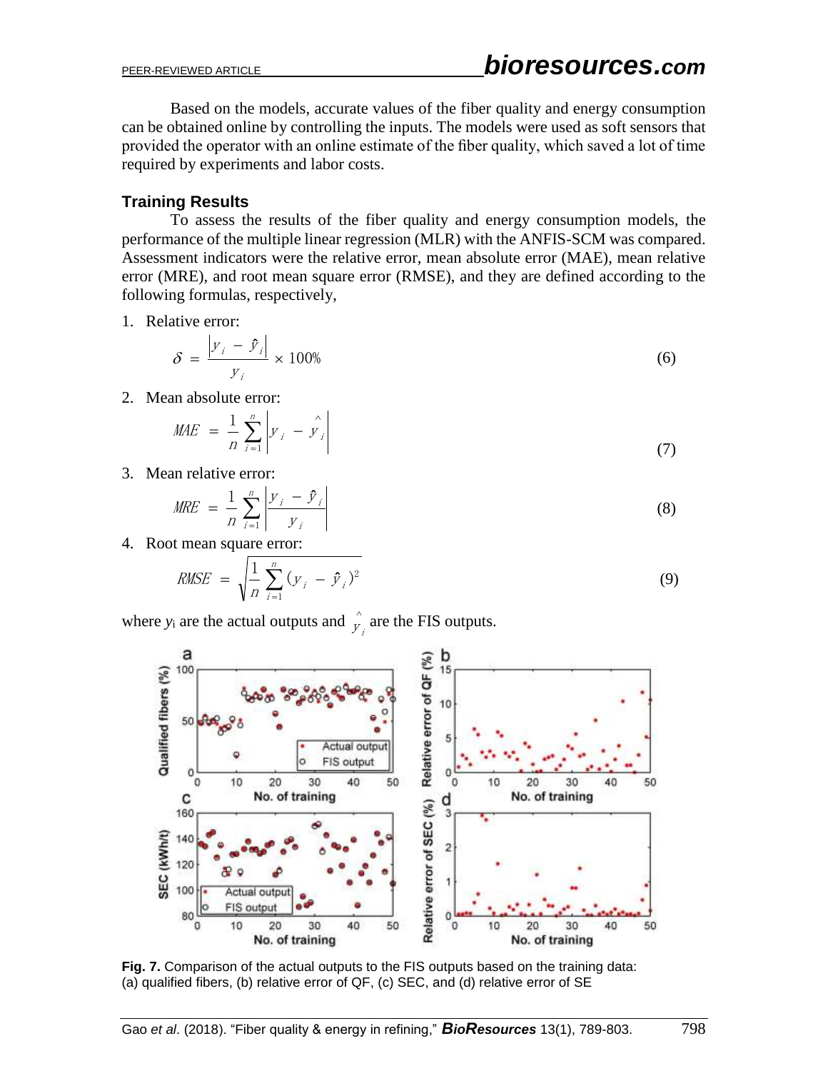Based on the models, accurate values of the fiber quality and energy consumption can be obtained online by controlling the inputs. The models were used as soft sensors that provided the operator with an online estimate of the fiber quality, which saved a lot of time required by experiments and labor costs.

### Training Results

To assess the results of the fiber quality and energy consumption models, the performance of the multiple linear regression (MLR) with the ANFIS-SCM was compared. Assessment indicators were the relative error, mean absolute error (MAE), mean relative error (MRE), and root mean square error (RMSE), and they are defined according to the following formulas, respectively,

1. Relative error:

$$\delta = \frac{\left| y_i - \hat{y}_i \right|}{y_i} \times 100\% \tag{6}$$

2. Mean absolute error:

$$MAE = \frac{1}{n} \sum_{i=1}^{n} \left| y_i - \hat{y}_i \right| \tag{7}$$

3. Mean relative error:

$$MRE = \frac{1}{n} \sum_{i=1}^{n} \left| \frac{y_i - \hat{y}_i}{y_i} \right| \tag{8}$$

4. Root mean square error:

$$RMSE = \sqrt{\frac{1}{n} \sum_{i=1}^{n} (y_i - \hat{y}_i)^2} \tag{9}$$

where $y_i$ are the actual outputs and $\hat{y}_i$ are the FIS outputs.

**Fig. 7.** Comparison of the actual outputs to the FIS outputs based on the training data: (a) qualified fibers, (b) relative error of QF, (c) SEC, and (d) relative error of SE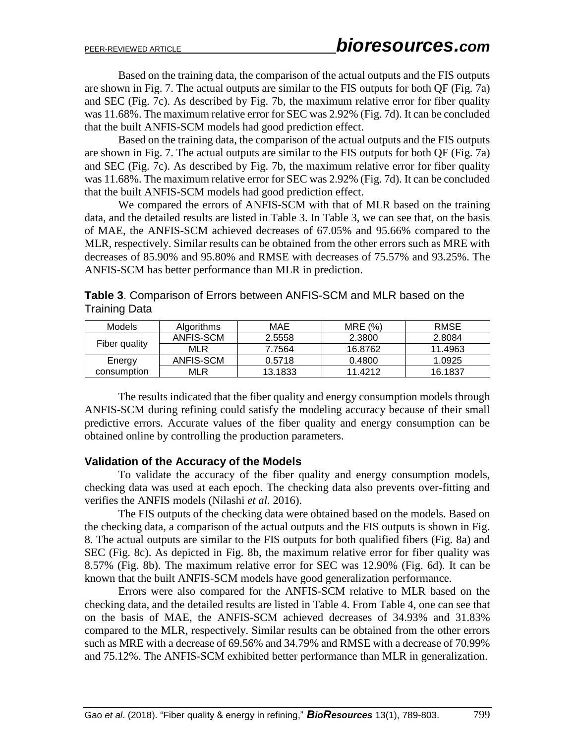Based on the training data, the comparison of the actual outputs and the FIS outputs are shown in Fig. 7. The actual outputs are similar to the FIS outputs for both QF (Fig. 7a) and SEC (Fig. 7c). As described by Fig. 7b, the maximum relative error for fiber quality was 11.68%. The maximum relative error for SEC was 2.92% (Fig. 7d). It can be concluded that the built ANFIS-SCM models had good prediction effect.

Based on the training data, the comparison of the actual outputs and the FIS outputs are shown in Fig. 7. The actual outputs are similar to the FIS outputs for both QF (Fig. 7a) and SEC (Fig. 7c). As described by Fig. 7b, the maximum relative error for fiber quality was 11.68%. The maximum relative error for SEC was 2.92% (Fig. 7d). It can be concluded that the built ANFIS-SCM models had good prediction effect.

We compared the errors of ANFIS-SCM with that of MLR based on the training data, and the detailed results are listed in Table 3. In Table 3, we can see that, on the basis of MAE, the ANFIS-SCM achieved decreases of 67.05% and 95.66% compared to the MLR, respectively. Similar results can be obtained from the other errors such as MRE with decreases of 85.90% and 95.80% and RMSE with decreases of 75.57% and 93.25%. The ANFIS-SCM has better performance than MLR in prediction.

**Table 3**. Comparison of Errors between ANFIS-SCM and MLR based on the Training Data

| Models | Algorithms | MAE | MRE (%) | RMSE |
|---|---|---|---|---|
| Fiber quality | ANFIS-SCM | 2.5558 | 2.3800 | 2.8084 |
| | MLR | 7.7564 | 16.8762 | 11.4963 |
| Energy consumption | ANFIS-SCM | 0.5718 | 0.4800 | 1.0925 |
| | MLR | 13.1833 | 11.4212 | 16.1837 |

The results indicated that the fiber quality and energy consumption models through ANFIS-SCM during refining could satisfy the modeling accuracy because of their small predictive errors. Accurate values of the fiber quality and energy consumption can be obtained online by controlling the production parameters.

### Validation of the Accuracy of the Models

To validate the accuracy of the fiber quality and energy consumption models, checking data was used at each epoch. The checking data also prevents over-fitting and verifies the ANFIS models (Nilashi *et al*. 2016).

The FIS outputs of the checking data were obtained based on the models. Based on the checking data, a comparison of the actual outputs and the FIS outputs is shown in Fig. 8. The actual outputs are similar to the FIS outputs for both qualified fibers (Fig. 8a) and SEC (Fig. 8c). As depicted in Fig. 8b, the maximum relative error for fiber quality was 8.57% (Fig. 8b). The maximum relative error for SEC was 12.90% (Fig. 6d). It can be known that the built ANFIS-SCM models have good generalization performance.

Errors were also compared for the ANFIS-SCM relative to MLR based on the checking data, and the detailed results are listed in Table 4. From Table 4, one can see that on the basis of MAE, the ANFIS-SCM achieved decreases of 34.93% and 31.83% compared to the MLR, respectively. Similar results can be obtained from the other errors such as MRE with a decrease of 69.56% and 34.79% and RMSE with a decrease of 70.99% and 75.12%. The ANFIS-SCM exhibited better performance than MLR in generalization.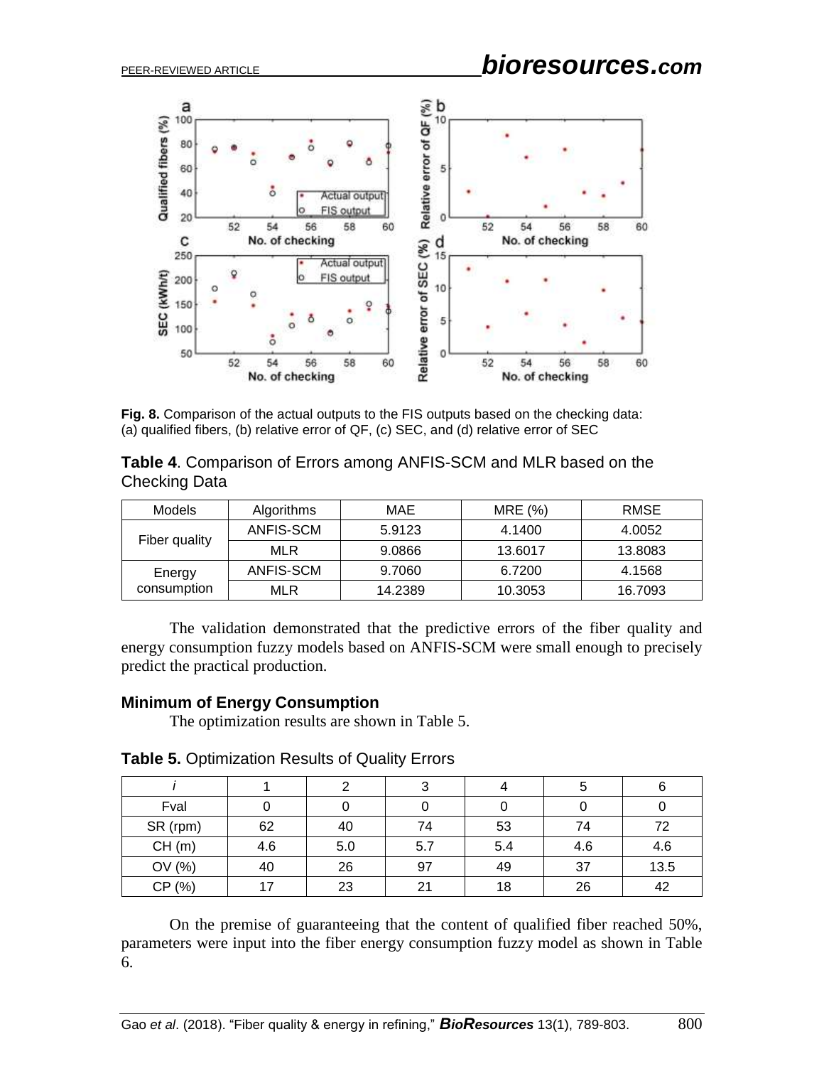**Fig. 8.** Comparison of the actual outputs to the FIS outputs based on the checking data: (a) qualified fibers, (b) relative error of QF, (c) SEC, and (d) relative error of SEC

**Table 4**. Comparison of Errors among ANFIS-SCM and MLR based on the Checking Data

| Models | Algorithms | MAE | MRE (%) | RMSE |
|---|---|---|---|---|
| Fiber quality | ANFIS-SCM | 5.9123 | 4.1400 | 4.0052 |
| | MLR | 9.0866 | 13.6017 | 13.8083 |
| Energy consumption | ANFIS-SCM | 9.7060 | 6.7200 | 4.1568 |
| | MLR | 14.2389 | 10.3053 | 16.7093 |

The validation demonstrated that the predictive errors of the fiber quality and energy consumption fuzzy models based on ANFIS-SCM were small enough to precisely predict the practical production.

### Minimum of Energy Consumption

The optimization results are shown in Table 5.

**Table 5.** Optimization Results of Quality Errors

| *i* | 1 | 2 | 3 | 4 | 5 | 6 |
|---|---|---|---|---|---|---|
| Fval | 0 | 0 | 0 | 0 | 0 | 0 |
| SR (rpm) | 62 | 40 | 74 | 53 | 74 | 72 |
| CH (m) | 4.6 | 5.0 | 5.7 | 5.4 | 4.6 | 4.6 |
| OV (%) | 40 | 26 | 97 | 49 | 37 | 13.5 |
| CP (%) | 17 | 23 | 21 | 18 | 26 | 42 |

On the premise of guaranteeing that the content of qualified fiber reached 50%, parameters were input into the fiber energy consumption fuzzy model as shown in Table 6.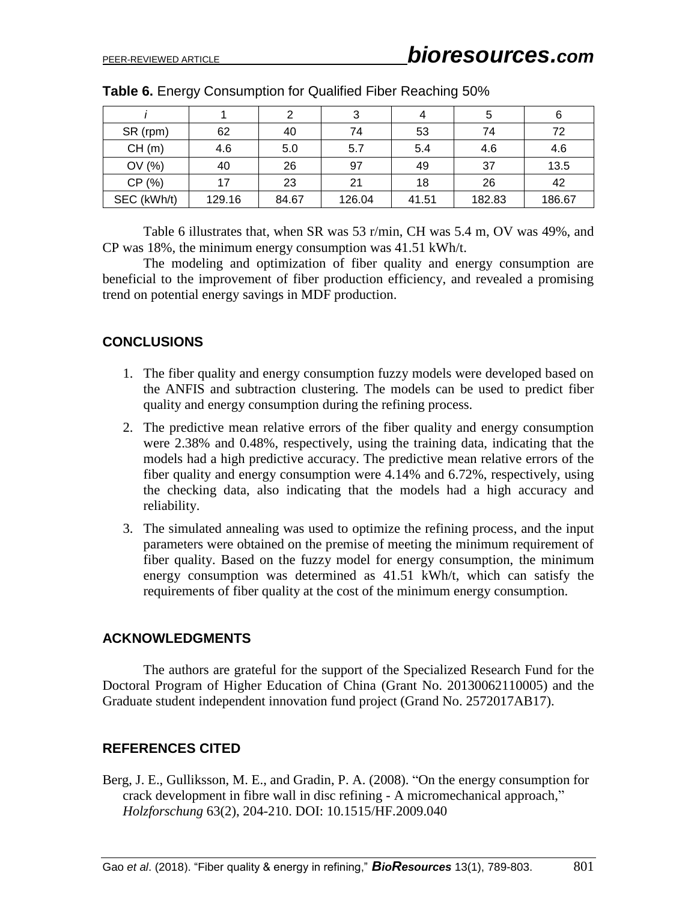**Table 6.** Energy Consumption for Qualified Fiber Reaching 50%

| *i* | 1 | 2 | 3 | 4 | 5 | 6 |
|---|---|---|---|---|---|---|
| SR (rpm) | 62 | 40 | 74 | 53 | 74 | 72 |
| CH (m) | 4.6 | 5.0 | 5.7 | 5.4 | 4.6 | 4.6 |
| OV (%) | 40 | 26 | 97 | 49 | 37 | 13.5 |
| CP (%) | 17 | 23 | 21 | 18 | 26 | 42 |
| SEC (kWh/t) | 129.16 | 84.67 | 126.04 | 41.51 | 182.83 | 186.67 |

Table 6 illustrates that, when SR was 53 r/min, CH was 5.4 m, OV was 49%, and CP was 18%, the minimum energy consumption was 41.51 kWh/t.

The modeling and optimization of fiber quality and energy consumption are beneficial to the improvement of fiber production efficiency, and revealed a promising trend on potential energy savings in MDF production.

## CONCLUSIONS

1. The fiber quality and energy consumption fuzzy models were developed based on the ANFIS and subtraction clustering. The models can be used to predict fiber quality and energy consumption during the refining process.
2. The predictive mean relative errors of the fiber quality and energy consumption were 2.38% and 0.48%, respectively, using the training data, indicating that the models had a high predictive accuracy. The predictive mean relative errors of the fiber quality and energy consumption were 4.14% and 6.72%, respectively, using the checking data, also indicating that the models had a high accuracy and reliability.
3. The simulated annealing was used to optimize the refining process, and the input parameters were obtained on the premise of meeting the minimum requirement of fiber quality. Based on the fuzzy model for energy consumption, the minimum energy consumption was determined as 41.51 kWh/t, which can satisfy the requirements of fiber quality at the cost of the minimum energy consumption.

## ACKNOWLEDGMENTS

The authors are grateful for the support of the Specialized Research Fund for the Doctoral Program of Higher Education of China (Grant No. 20130062110005) and the Graduate student independent innovation fund project (Grand No. 2572017AB17).

## REFERENCES CITED

Berg, J. E., Gulliksson, M. E., and Gradin, P. A. (2008). "On the energy consumption for crack development in fibre wall in disc refining - A micromechanical approach," *Holzforschung* 63(2), 204-210. DOI: 10.1515/HF.2009.040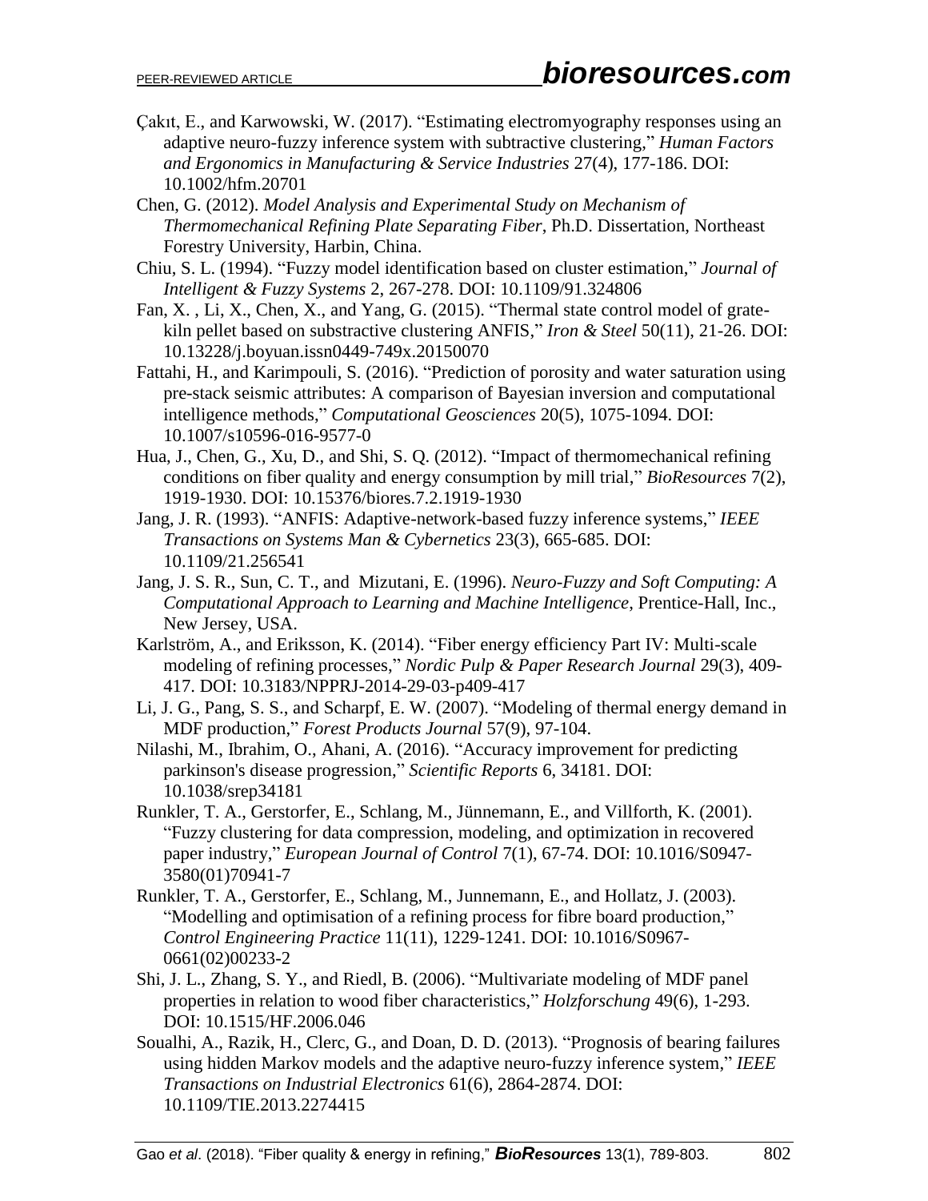Çakıt, E., and Karwowski, W. (2017). "Estimating electromyography responses using an adaptive neuro-fuzzy inference system with subtractive clustering," *Human Factors and Ergonomics in Manufacturing & Service Industries* 27(4), 177-186. DOI: 10.1002/hfm.20701

Chen, G. (2012). *Model Analysis and Experimental Study on Mechanism of Thermomechanical Refining Plate Separating Fiber*, Ph.D. Dissertation, Northeast Forestry University, Harbin, China.

Chiu, S. L. (1994). "Fuzzy model identification based on cluster estimation," *Journal of Intelligent & Fuzzy Systems* 2, 267-278. DOI: 10.1109/91.324806

Fan, X. , Li, X., Chen, X., and Yang, G. (2015). "Thermal state control model of grate-kiln pellet based on substractive clustering ANFIS," *Iron & Steel* 50(11), 21-26. DOI: 10.13228/j.boyuan.issn0449-749x.20150070

Fattahi, H., and Karimpouli, S. (2016). "Prediction of porosity and water saturation using pre-stack seismic attributes: A comparison of Bayesian inversion and computational intelligence methods," *Computational Geosciences* 20(5), 1075-1094. DOI: 10.1007/s10596-016-9577-0

Hua, J., Chen, G., Xu, D., and Shi, S. Q. (2012). "Impact of thermomechanical refining conditions on fiber quality and energy consumption by mill trial," *BioResources* 7(2), 1919-1930. DOI: 10.15376/biores.7.2.1919-1930

Jang, J. R. (1993). "ANFIS: Adaptive-network-based fuzzy inference systems," *IEEE Transactions on Systems Man & Cybernetics* 23(3), 665-685. DOI: 10.1109/21.256541

Jang, J. S. R., Sun, C. T., and Mizutani, E. (1996). *Neuro-Fuzzy and Soft Computing: A Computational Approach to Learning and Machine Intelligence*, Prentice-Hall, Inc., New Jersey, USA.

Karlström, A., and Eriksson, K. (2014). "Fiber energy efficiency Part IV: Multi-scale modeling of refining processes," *Nordic Pulp & Paper Research Journal* 29(3), 409-417. DOI: 10.3183/NPPRJ-2014-29-03-p409-417

Li, J. G., Pang, S. S., and Scharpf, E. W. (2007). "Modeling of thermal energy demand in MDF production," *Forest Products Journal* 57(9), 97-104.

Nilashi, M., Ibrahim, O., Ahani, A. (2016). "Accuracy improvement for predicting parkinson's disease progression," *Scientific Reports* 6, 34181. DOI: 10.1038/srep34181

Runkler, T. A., Gerstorfer, E., Schlang, M., Jünnemann, E., and Villforth, K. (2001). "Fuzzy clustering for data compression, modeling, and optimization in recovered paper industry," *European Journal of Control* 7(1), 67-74. DOI: 10.1016/S0947-3580(01)70941-7

Runkler, T. A., Gerstorfer, E., Schlang, M., Junnemann, E., and Hollatz, J. (2003). "Modelling and optimisation of a refining process for fibre board production," *Control Engineering Practice* 11(11), 1229-1241. DOI: 10.1016/S0967-0661(02)00233-2

Shi, J. L., Zhang, S. Y., and Riedl, B. (2006). "Multivariate modeling of MDF panel properties in relation to wood fiber characteristics," *Holzforschung* 49(6), 1-293. DOI: 10.1515/HF.2006.046

Soualhi, A., Razik, H., Clerc, G., and Doan, D. D. (2013). "Prognosis of bearing failures using hidden Markov models and the adaptive neuro-fuzzy inference system," *IEEE Transactions on Industrial Electronics* 61(6), 2864-2874. DOI: 10.1109/TIE.2013.2274415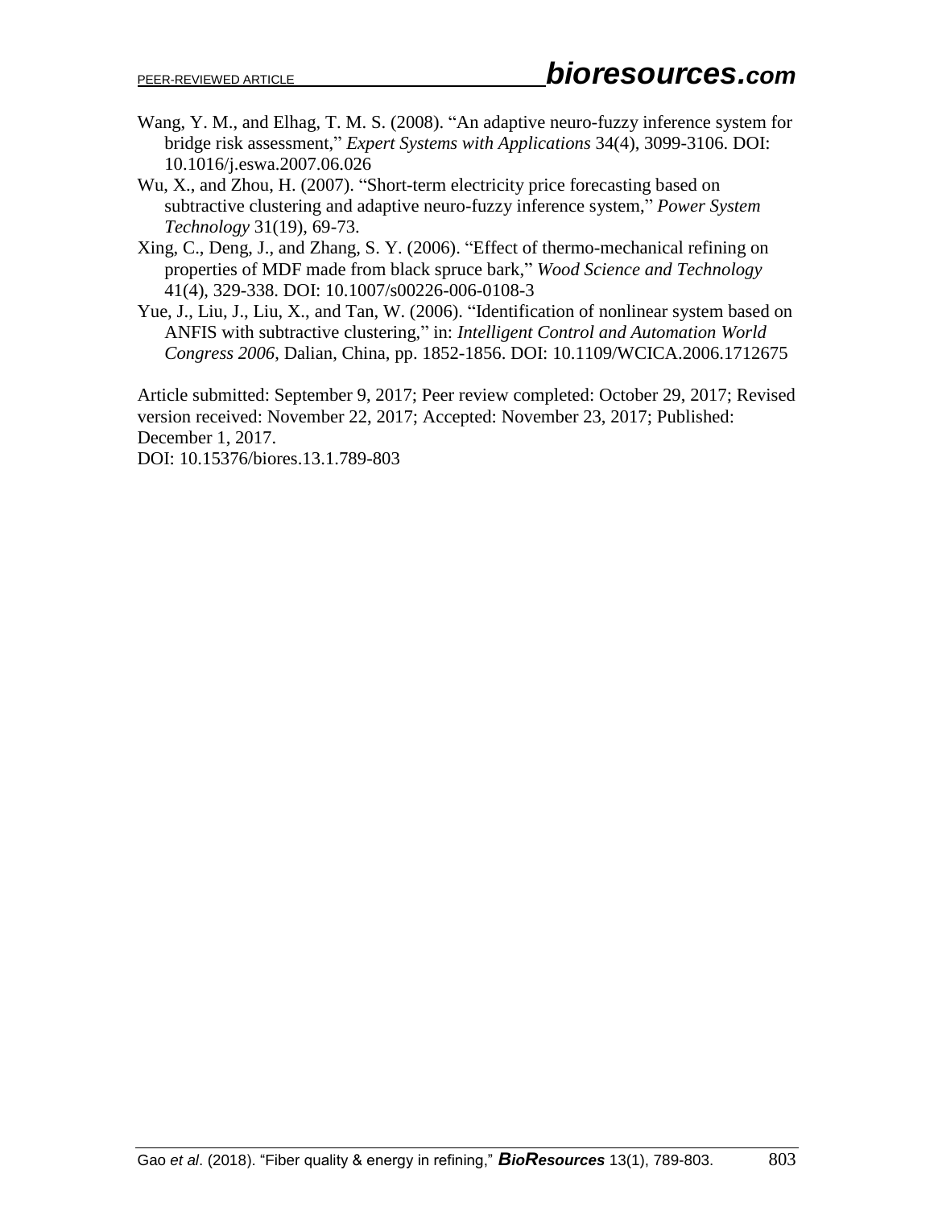Wang, Y. M., and Elhag, T. M. S. (2008). "An adaptive neuro-fuzzy inference system for bridge risk assessment," *Expert Systems with Applications* 34(4), 3099-3106. DOI: 10.1016/j.eswa.2007.06.026

Wu, X., and Zhou, H. (2007). "Short-term electricity price forecasting based on subtractive clustering and adaptive neuro-fuzzy inference system," *Power System Technology* 31(19), 69-73.

Xing, C., Deng, J., and Zhang, S. Y. (2006). "Effect of thermo-mechanical refining on properties of MDF made from black spruce bark," *Wood Science and Technology* 41(4), 329-338. DOI: 10.1007/s00226-006-0108-3

Yue, J., Liu, J., Liu, X., and Tan, W. (2006). "Identification of nonlinear system based on ANFIS with subtractive clustering," in: *Intelligent Control and Automation World Congress 2006*, Dalian, China, pp. 1852-1856. DOI: 10.1109/WCICA.2006.1712675

Article submitted: September 9, 2017; Peer review completed: October 29, 2017; Revised version received: November 22, 2017; Accepted: November 23, 2017; Published: December 1, 2017.

DOI: 10.15376/biores.13.1.789-803